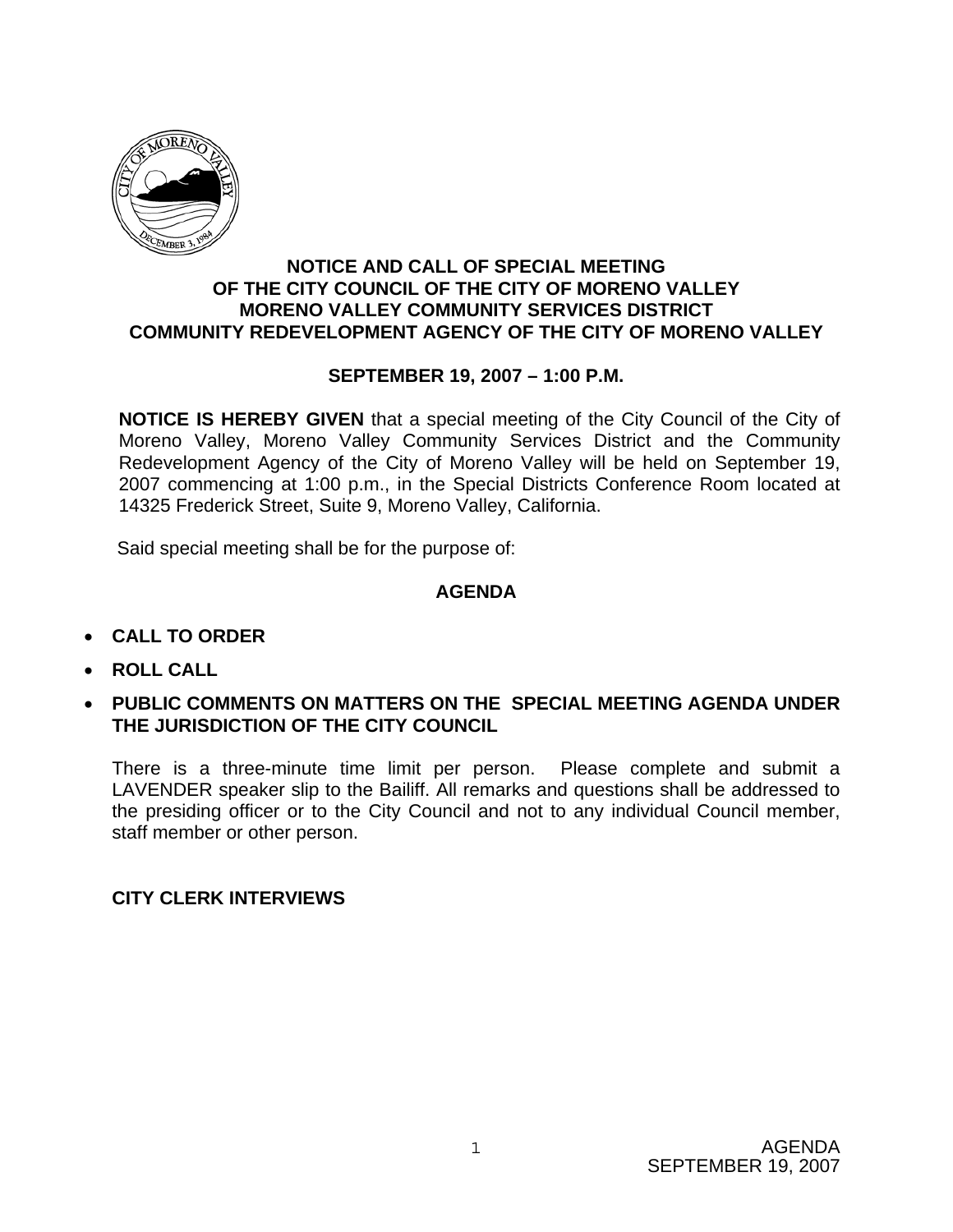# NOTICE AND CALL OF SPECIAL MEETING OF THE CITY COUNCIL OF THE CITY OF MORENO VALLEY MORENO VALLEY COMMUNITY SERVICES DISTRICT COMMUNITY REDEVELOPMENT AGENCY OF THE CITY OF MORENO VALLEY

## SEPTEMBER 19, 2007 – 1:00 P.M.

**NOTICE IS HEREBY GIVEN** that a special meeting of the City Council of the City of Moreno Valley, Moreno Valley Community Services District and the Community Redevelopment Agency of the City of Moreno Valley will be held on September 19, 2007 commencing at 1:00 p.m., in the Special Districts Conference Room located at 14325 Frederick Street, Suite 9, Moreno Valley, California.

Said special meeting shall be for the purpose of:

## AGENDA

- **CALL TO ORDER**
- **ROLL CALL**
- **PUBLIC COMMENTS ON MATTERS ON THE SPECIAL MEETING AGENDA UNDER THE JURISDICTION OF THE CITY COUNCIL**

There is a three-minute time limit per person. Please complete and submit a LAVENDER speaker slip to the Bailiff. All remarks and questions shall be addressed to the presiding officer or to the City Council and not to any individual Council member, staff member or other person.

**CITY CLERK INTERVIEWS**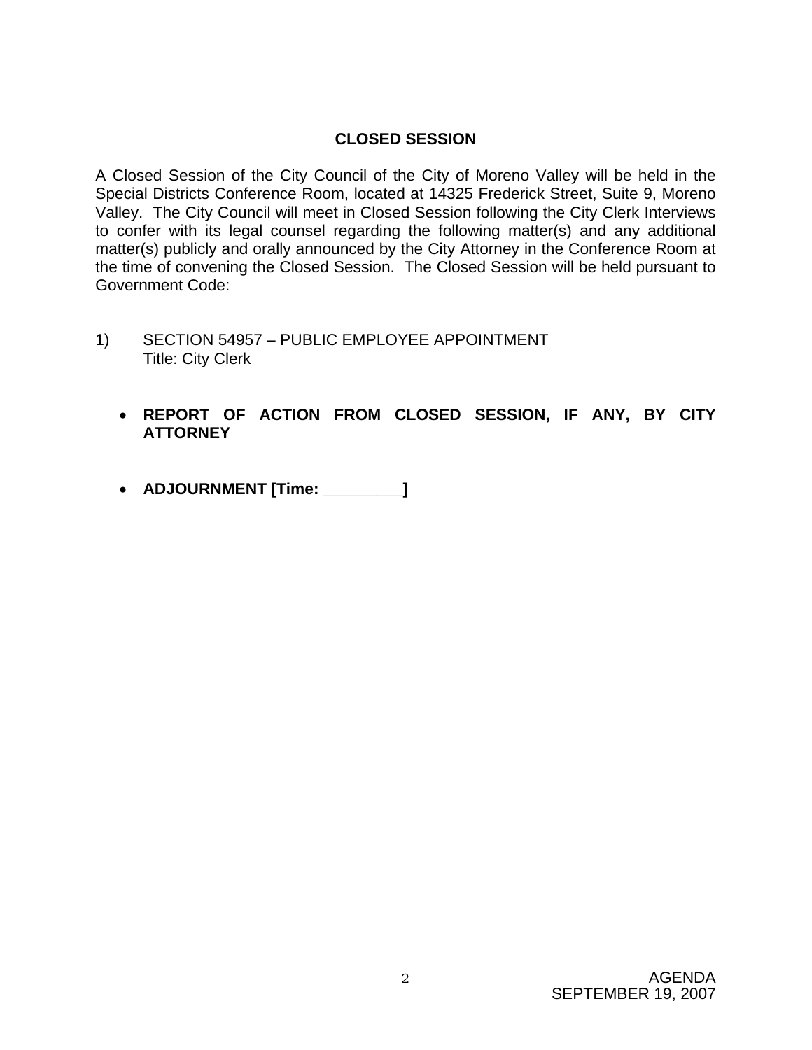## CLOSED SESSION

A Closed Session of the City Council of the City of Moreno Valley will be held in the Special Districts Conference Room, located at 14325 Frederick Street, Suite 9, Moreno Valley. The City Council will meet in Closed Session following the City Clerk Interviews to confer with its legal counsel regarding the following matter(s) and any additional matter(s) publicly and orally announced by the City Attorney in the Conference Room at the time of convening the Closed Session. The Closed Session will be held pursuant to Government Code:

1) SECTION 54957 – PUBLIC EMPLOYEE APPOINTMENT
   Title: City Clerk

- **REPORT OF ACTION FROM CLOSED SESSION, IF ANY, BY CITY ATTORNEY**

- **ADJOURNMENT [Time: _________]**